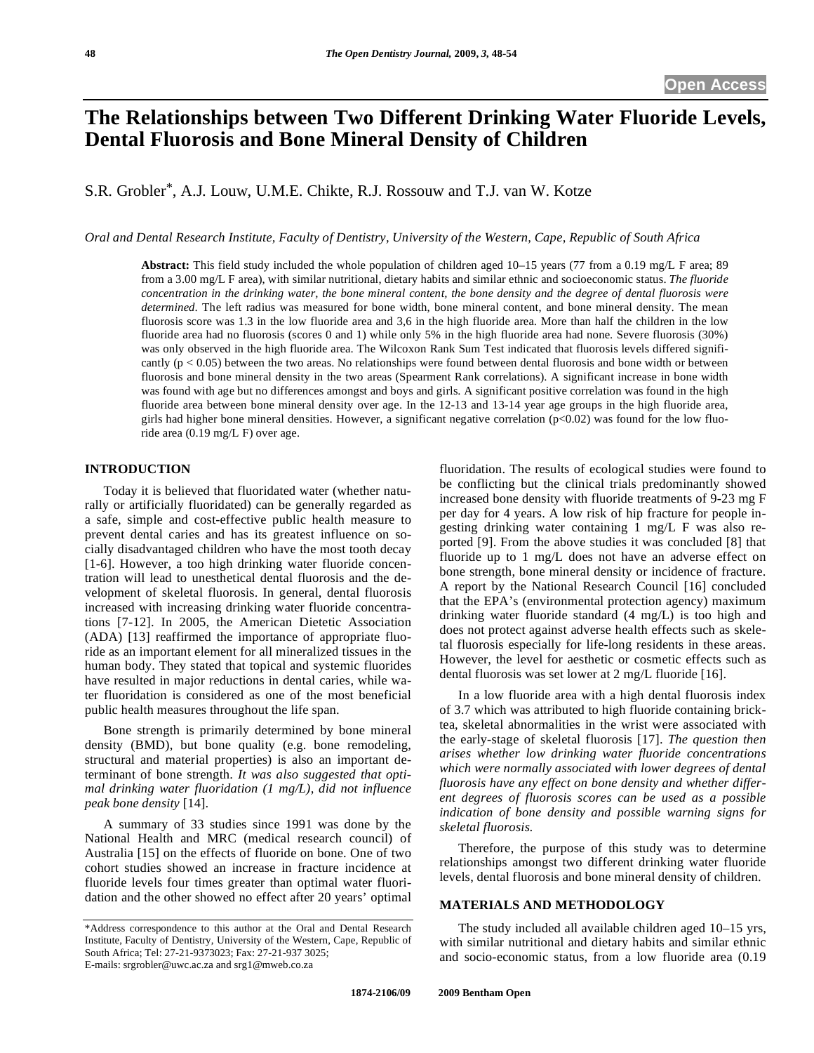Open Access

# The Relationships between Two Different Drinking Water Fluoride Levels, Dental Fluorosis and Bone Mineral Density of Children

S.R. Grobler*, A.J. Louw, U.M.E. Chikte, R.J. Rossouw and T.J. van W. Kotze

*Oral and Dental Research Institute, Faculty of Dentistry, University of the Western, Cape, Republic of South Africa*

**Abstract:** This field study included the whole population of children aged 10–15 years (77 from a 0.19 mg/L F area; 89 from a 3.00 mg/L F area), with similar nutritional, dietary habits and similar ethnic and socioeconomic status. *The fluoride concentration in the drinking water, the bone mineral content, the bone density and the degree of dental fluorosis were determined.* The left radius was measured for bone width, bone mineral content, and bone mineral density. The mean fluorosis score was 1.3 in the low fluoride area and 3,6 in the high fluoride area. More than half the children in the low fluoride area had no fluorosis (scores 0 and 1) while only 5% in the high fluoride area had none. Severe fluorosis (30%) was only observed in the high fluoride area. The Wilcoxon Rank Sum Test indicated that fluorosis levels differed significantly ($p < 0.05$) between the two areas. No relationships were found between dental fluorosis and bone width or between fluorosis and bone mineral density in the two areas (Spearment Rank correlations). A significant increase in bone width was found with age but no differences amongst and boys and girls. A significant positive correlation was found in the high fluoride area between bone mineral density over age. In the 12-13 and 13-14 year age groups in the high fluoride area, girls had higher bone mineral densities. However, a significant negative correlation ($p<0.02$) was found for the low fluoride area (0.19 mg/L F) over age.

## INTRODUCTION

Today it is believed that fluoridated water (whether naturally or artificially fluoridated) can be generally regarded as a safe, simple and cost-effective public health measure to prevent dental caries and has its greatest influence on socially disadvantaged children who have the most tooth decay [1-6]. However, a too high drinking water fluoride concentration will lead to unesthetical dental fluorosis and the development of skeletal fluorosis. In general, dental fluorosis increased with increasing drinking water fluoride concentrations [7-12]. In 2005, the American Dietetic Association (ADA) [13] reaffirmed the importance of appropriate fluoride as an important element for all mineralized tissues in the human body. They stated that topical and systemic fluorides have resulted in major reductions in dental caries, while water fluoridation is considered as one of the most beneficial public health measures throughout the life span.

Bone strength is primarily determined by bone mineral density (BMD), but bone quality (e.g. bone remodeling, structural and material properties) is also an important determinant of bone strength. *It was also suggested that optimal drinking water fluoridation (1 mg/L), did not influence peak bone density* [14].

A summary of 33 studies since 1991 was done by the National Health and MRC (medical research council) of Australia [15] on the effects of fluoride on bone. One of two cohort studies showed an increase in fracture incidence at fluoride levels four times greater than optimal water fluoridation and the other showed no effect after 20 years' optimal fluoridation. The results of ecological studies were found to be conflicting but the clinical trials predominantly showed increased bone density with fluoride treatments of 9-23 mg F per day for 4 years. A low risk of hip fracture for people ingesting drinking water containing 1 mg/L F was also reported [9]. From the above studies it was concluded [8] that fluoride up to 1 mg/L does not have an adverse effect on bone strength, bone mineral density or incidence of fracture. A report by the National Research Council [16] concluded that the EPA's (environmental protection agency) maximum drinking water fluoride standard (4 mg/L) is too high and does not protect against adverse health effects such as skeletal fluorosis especially for life-long residents in these areas. However, the level for aesthetic or cosmetic effects such as dental fluorosis was set lower at 2 mg/L fluoride [16].

In a low fluoride area with a high dental fluorosis index of 3.7 which was attributed to high fluoride containing brick-tea, skeletal abnormalities in the wrist were associated with the early-stage of skeletal fluorosis [17]. *The question then arises whether low drinking water fluoride concentrations which were normally associated with lower degrees of dental fluorosis have any effect on bone density and whether different degrees of fluorosis scores can be used as a possible indication of bone density and possible warning signs for skeletal fluorosis.*

Therefore, the purpose of this study was to determine relationships amongst two different drinking water fluoride levels, dental fluorosis and bone mineral density of children.

## MATERIALS AND METHODOLOGY

The study included all available children aged 10–15 yrs, with similar nutritional and dietary habits and similar ethnic and socio-economic status, from a low fluoride area (0.19

*Address correspondence to this author at the Oral and Dental Research Institute, Faculty of Dentistry, University of the Western, Cape, Republic of South Africa; Tel: 27-21-9373023; Fax: 27-21-937 3025; E-mails: srgrobler@uwc.ac.za and srg1@mweb.co.za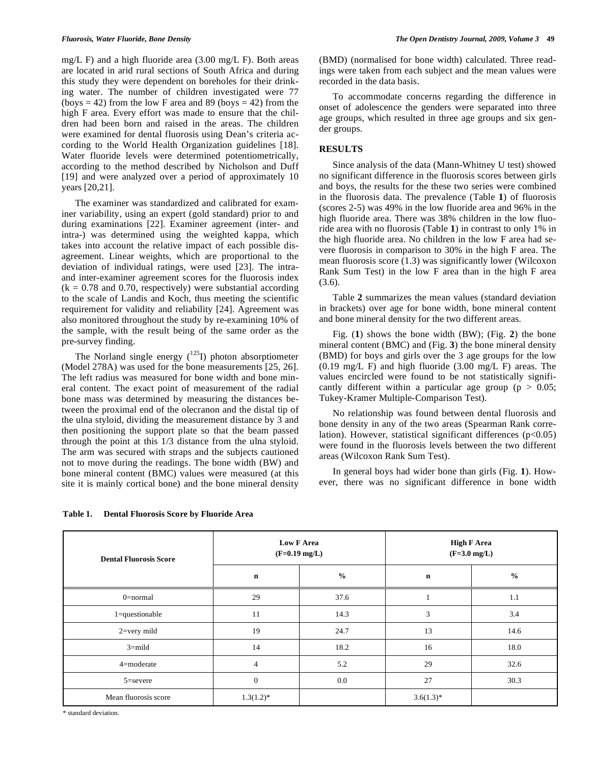mg/L F) and a high fluoride area (3.00 mg/L F). Both areas are located in arid rural sections of South Africa and during this study they were dependent on boreholes for their drinking water. The number of children investigated were 77 (boys = 42) from the low F area and 89 (boys = 42) from the high F area. Every effort was made to ensure that the children had been born and raised in the areas. The children were examined for dental fluorosis using Dean's criteria according to the World Health Organization guidelines [18]. Water fluoride levels were determined potentiometrically, according to the method described by Nicholson and Duff [19] and were analyzed over a period of approximately 10 years [20,21].

The examiner was standardized and calibrated for examiner variability, using an expert (gold standard) prior to and during examinations [22]. Examiner agreement (inter- and intra-) was determined using the weighted kappa, which takes into account the relative impact of each possible disagreement. Linear weights, which are proportional to the deviation of individual ratings, were used [23]. The intra- and inter-examiner agreement scores for the fluorosis index ($k = 0.78$ and $0.70$, respectively) were substantial according to the scale of Landis and Koch, thus meeting the scientific requirement for validity and reliability [24]. Agreement was also monitored throughout the study by re-examining 10% of the sample, with the result being of the same order as the pre-survey finding.

The Norland single energy ($^{125}I$) photon absorptiometer (Model 278A) was used for the bone measurements [25, 26]. The left radius was measured for bone width and bone mineral content. The exact point of measurement of the radial bone mass was determined by measuring the distances between the proximal end of the olecranon and the distal tip of the ulna styloid, dividing the measurement distance by 3 and then positioning the support plate so that the beam passed through the point at this 1/3 distance from the ulna styloid. The arm was secured with straps and the subjects cautioned not to move during the readings. The bone width (BW) and bone mineral content (BMC) values were measured (at this site it is mainly cortical bone) and the bone mineral density (BMD) (normalised for bone width) calculated. Three readings were taken from each subject and the mean values were recorded in the data basis.

To accommodate concerns regarding the difference in onset of adolescence the genders were separated into three age groups, which resulted in three age groups and six gender groups.

## RESULTS

Since analysis of the data (Mann-Whitney U test) showed no significant difference in the fluorosis scores between girls and boys, the results for the these two series were combined in the fluorosis data. The prevalence (Table **1**) of fluorosis (scores 2-5) was 49% in the low fluoride area and 96% in the high fluoride area. There was 38% children in the low fluoride area with no fluorosis (Table **1**) in contrast to only 1% in the high fluoride area. No children in the low F area had severe fluorosis in comparison to 30% in the high F area. The mean fluorosis score (1.3) was significantly lower (Wilcoxon Rank Sum Test) in the low F area than in the high F area (3.6).

Table **2** summarizes the mean values (standard deviation in brackets) over age for bone width, bone mineral content and bone mineral density for the two different areas.

Fig. (**1**) shows the bone width (BW); (Fig. **2**) the bone mineral content (BMC) and (Fig. **3**) the bone mineral density (BMD) for boys and girls over the 3 age groups for the low (0.19 mg/L F) and high fluoride (3.00 mg/L F) areas. The values encircled were found to be not statistically significantly different within a particular age group ($p > 0.05$; Tukey-Kramer Multiple-Comparison Test).

No relationship was found between dental fluorosis and bone density in any of the two areas (Spearman Rank correlation). However, statistical significant differences ($p<0.05$) were found in the fluorosis levels between the two different areas (Wilcoxon Rank Sum Test).

In general boys had wider bone than girls (Fig. **1**). However, there was no significant difference in bone width

**Table 1. Dental Fluorosis Score by Fluoride Area**

| Dental Fluorosis Score | Low F Area (F=0.19 mg/L) | | High F Area (F=3.0 mg/L) | |
|---|---|---|---|---|
| | n | % | n | % |
| 0=normal | 29 | 37.6 | 1 | 1.1 |
| 1=questionable | 11 | 14.3 | 3 | 3.4 |
| 2=very mild | 19 | 24.7 | 13 | 14.6 |
| 3=mild | 14 | 18.2 | 16 | 18.0 |
| 4=moderate | 4 | 5.2 | 29 | 32.6 |
| 5=severe | 0 | 0.0 | 27 | 30.3 |
| Mean fluorosis score | 1.3(1.2)* | | 3.6(1.3)* | |

\* standard deviation.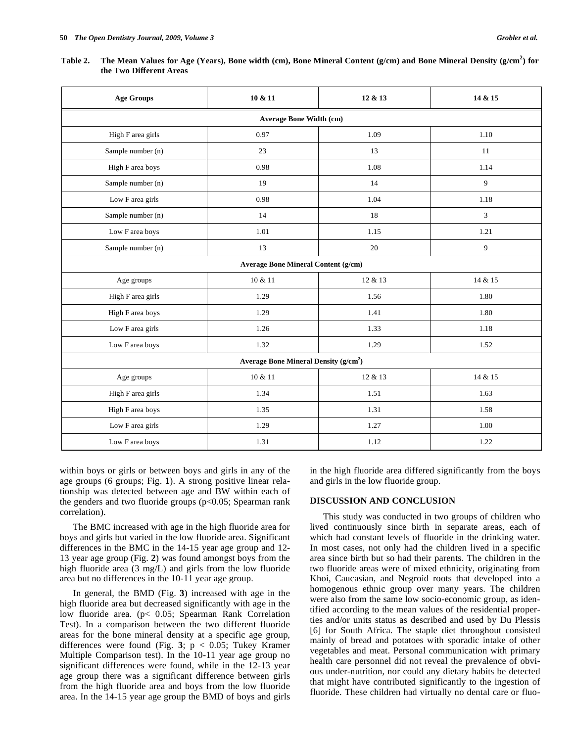**Table 2. The Mean Values for Age (Years), Bone width (cm), Bone Mineral Content (g/cm) and Bone Mineral Density ($g/cm^2$) for the Two Different Areas**

| Age Groups | 10 & 11 | 12 & 13 | 14 & 15 |
|---|---|---|---|
| **Average Bone Width (cm)** | | | |
| High F area girls | 0.97 | 1.09 | 1.10 |
| Sample number (n) | 23 | 13 | 11 |
| High F area boys | 0.98 | 1.08 | 1.14 |
| Sample number (n) | 19 | 14 | 9 |
| Low F area girls | 0.98 | 1.04 | 1.18 |
| Sample number (n) | 14 | 18 | 3 |
| Low F area boys | 1.01 | 1.15 | 1.21 |
| Sample number (n) | 13 | 20 | 9 |
| **Average Bone Mineral Content (g/cm)** | | | |
| Age groups | 10 & 11 | 12 & 13 | 14 & 15 |
| High F area girls | 1.29 | 1.56 | 1.80 |
| High F area boys | 1.29 | 1.41 | 1.80 |
| Low F area girls | 1.26 | 1.33 | 1.18 |
| Low F area boys | 1.32 | 1.29 | 1.52 |
| **Average Bone Mineral Density ($g/cm^2$)** | | | |
| Age groups | 10 & 11 | 12 & 13 | 14 & 15 |
| High F area girls | 1.34 | 1.51 | 1.63 |
| High F area boys | 1.35 | 1.31 | 1.58 |
| Low F area girls | 1.29 | 1.27 | 1.00 |
| Low F area boys | 1.31 | 1.12 | 1.22 |

within boys or girls or between boys and girls in any of the age groups (6 groups; Fig. **1**). A strong positive linear relationship was detected between age and BW within each of the genders and two fluoride groups ($p<0.05$; Spearman rank correlation).

The BMC increased with age in the high fluoride area for boys and girls but varied in the low fluoride area. Significant differences in the BMC in the 14-15 year age group and 12-13 year age group (Fig. **2**) was found amongst boys from the high fluoride area (3 mg/L) and girls from the low fluoride area but no differences in the 10-11 year age group.

In general, the BMD (Fig. **3**) increased with age in the high fluoride area but decreased significantly with age in the low fluoride area. ($p< 0.05$; Spearman Rank Correlation Test). In a comparison between the two different fluoride areas for the bone mineral density at a specific age group, differences were found (Fig. **3**; $p < 0.05$; Tukey Kramer Multiple Comparison test). In the 10-11 year age group no significant differences were found, while in the 12-13 year age group there was a significant difference between girls from the high fluoride area and boys from the low fluoride area. In the 14-15 year age group the BMD of boys and girls in the high fluoride area differed significantly from the boys and girls in the low fluoride group.

## DISCUSSION AND CONCLUSION

This study was conducted in two groups of children who lived continuously since birth in separate areas, each of which had constant levels of fluoride in the drinking water. In most cases, not only had the children lived in a specific area since birth but so had their parents. The children in the two fluoride areas were of mixed ethnicity, originating from Khoi, Caucasian, and Negroid roots that developed into a homogenous ethnic group over many years. The children were also from the same low socio-economic group, as identified according to the mean values of the residential properties and/or units status as described and used by Du Plessis [6] for South Africa. The staple diet throughout consisted mainly of bread and potatoes with sporadic intake of other vegetables and meat. Personal communication with primary health care personnel did not reveal the prevalence of obvious under-nutrition, nor could any dietary habits be detected that might have contributed significantly to the ingestion of fluoride. These children had virtually no dental care or fluo-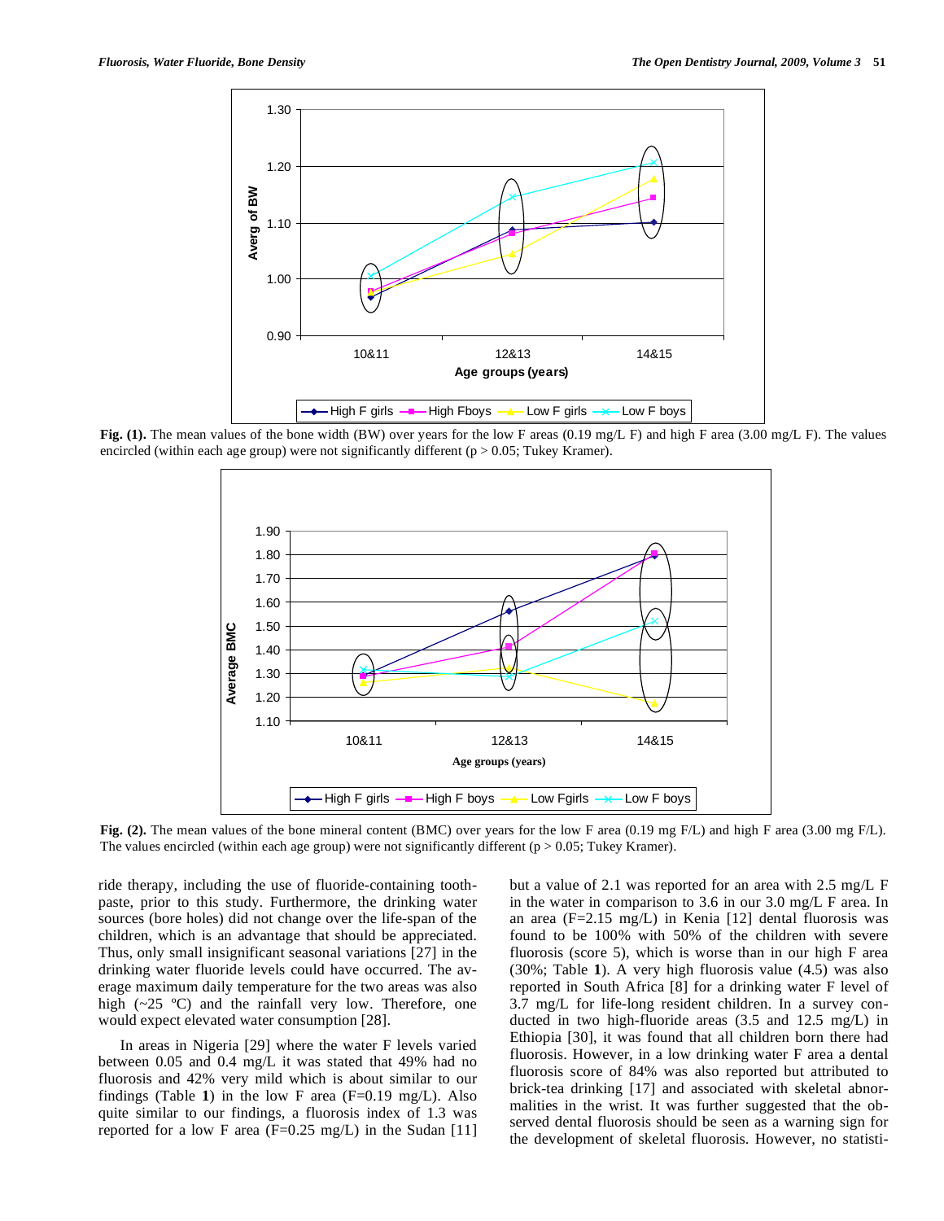**Fig. (1).** The mean values of the bone width (BW) over years for the low F areas (0.19 mg/L F) and high F area (3.00 mg/L F). The values encircled (within each age group) were not significantly different ($p > 0.05$; Tukey Kramer).

**Fig. (2).** The mean values of the bone mineral content (BMC) over years for the low F area (0.19 mg F/L) and high F area (3.00 mg F/L). The values encircled (within each age group) were not significantly different ($p > 0.05$; Tukey Kramer).

ride therapy, including the use of fluoride-containing toothpaste, prior to this study. Furthermore, the drinking water sources (bore holes) did not change over the life-span of the children, which is an advantage that should be appreciated. Thus, only small insignificant seasonal variations [27] in the drinking water fluoride levels could have occurred. The average maximum daily temperature for the two areas was also high (~25 ºC) and the rainfall very low. Therefore, one would expect elevated water consumption [28].

In areas in Nigeria [29] where the water F levels varied between 0.05 and 0.4 mg/L it was stated that 49% had no fluorosis and 42% very mild which is about similar to our findings (Table **1**) in the low F area (F=0.19 mg/L). Also quite similar to our findings, a fluorosis index of 1.3 was reported for a low F area (F=0.25 mg/L) in the Sudan [11] but a value of 2.1 was reported for an area with 2.5 mg/L F in the water in comparison to 3.6 in our 3.0 mg/L F area. In an area (F=2.15 mg/L) in Kenia [12] dental fluorosis was found to be 100% with 50% of the children with severe fluorosis (score 5), which is worse than in our high F area (30%; Table **1**). A very high fluorosis value (4.5) was also reported in South Africa [8] for a drinking water F level of 3.7 mg/L for life-long resident children. In a survey conducted in two high-fluoride areas (3.5 and 12.5 mg/L) in Ethiopia [30], it was found that all children born there had fluorosis. However, in a low drinking water F area a dental fluorosis score of 84% was also reported but attributed to brick-tea drinking [17] and associated with skeletal abnormalities in the wrist. It was further suggested that the observed dental fluorosis should be seen as a warning sign for the development of skeletal fluorosis. However, no statisti-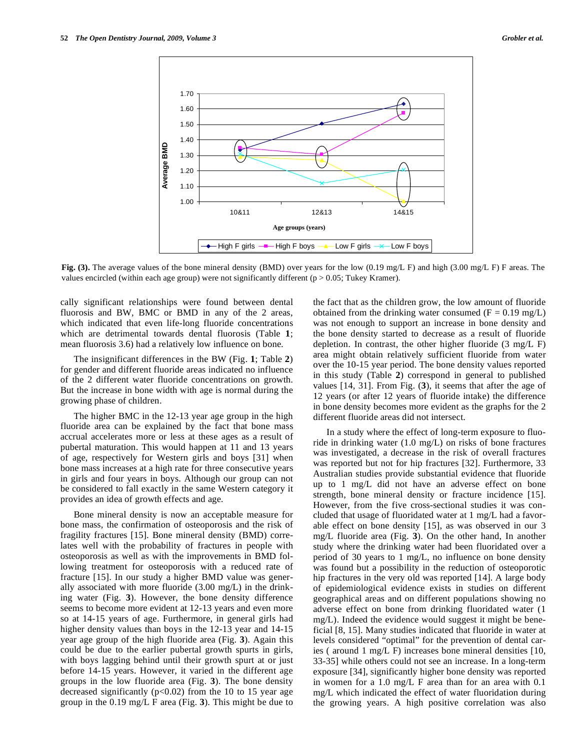**Fig. (3).** The average values of the bone mineral density (BMD) over years for the low (0.19 mg/L F) and high (3.00 mg/L F) F areas. The values encircled (within each age group) were not significantly different ($p > 0.05$; Tukey Kramer).

cally significant relationships were found between dental fluorosis and BW, BMC or BMD in any of the 2 areas, which indicated that even life-long fluoride concentrations which are detrimental towards dental fluorosis (Table **1**; mean fluorosis 3.6) had a relatively low influence on bone.

The insignificant differences in the BW (Fig. **1**; Table **2**) for gender and different fluoride areas indicated no influence of the 2 different water fluoride concentrations on growth. But the increase in bone width with age is normal during the growing phase of children.

The higher BMC in the 12-13 year age group in the high fluoride area can be explained by the fact that bone mass accrual accelerates more or less at these ages as a result of pubertal maturation. This would happen at 11 and 13 years of age, respectively for Western girls and boys [31] when bone mass increases at a high rate for three consecutive years in girls and four years in boys. Although our group can not be considered to fall exactly in the same Western category it provides an idea of growth effects and age.

Bone mineral density is now an acceptable measure for bone mass, the confirmation of osteoporosis and the risk of fragility fractures [15]. Bone mineral density (BMD) correlates well with the probability of fractures in people with osteoporosis as well as with the improvements in BMD following treatment for osteoporosis with a reduced rate of fracture [15]. In our study a higher BMD value was generally associated with more fluoride (3.00 mg/L) in the drinking water (Fig. **3**). However, the bone density difference seems to become more evident at 12-13 years and even more so at 14-15 years of age. Furthermore, in general girls had higher density values than boys in the 12-13 year and 14-15 year age group of the high fluoride area (Fig. **3**). Again this could be due to the earlier pubertal growth spurts in girls, with boys lagging behind until their growth spurt at or just before 14-15 years. However, it varied in the different age groups in the low fluoride area (Fig. **3**). The bone density decreased significantly ($p<0.02$) from the 10 to 15 year age group in the 0.19 mg/L F area (Fig. **3**). This might be due to the fact that as the children grow, the low amount of fluoride obtained from the drinking water consumed (F = 0.19 mg/L) was not enough to support an increase in bone density and the bone density started to decrease as a result of fluoride depletion. In contrast, the other higher fluoride (3 mg/L F) area might obtain relatively sufficient fluoride from water over the 10-15 year period. The bone density values reported in this study (Table **2**) correspond in general to published values [14, 31]. From Fig. (**3**), it seems that after the age of 12 years (or after 12 years of fluoride intake) the difference in bone density becomes more evident as the graphs for the 2 different fluoride areas did not intersect.

In a study where the effect of long-term exposure to fluoride in drinking water (1.0 mg/L) on risks of bone fractures was investigated, a decrease in the risk of overall fractures was reported but not for hip fractures [32]. Furthermore, 33 Australian studies provide substantial evidence that fluoride up to 1 mg/L did not have an adverse effect on bone strength, bone mineral density or fracture incidence [15]. However, from the five cross-sectional studies it was concluded that usage of fluoridated water at 1 mg/L had a favorable effect on bone density [15], as was observed in our 3 mg/L fluoride area (Fig. **3**). On the other hand, In another study where the drinking water had been fluoridated over a period of 30 years to 1 mg/L, no influence on bone density was found but a possibility in the reduction of osteoporotic hip fractures in the very old was reported [14]. A large body of epidemiological evidence exists in studies on different geographical areas and on different populations showing no adverse effect on bone from drinking fluoridated water (1 mg/L). Indeed the evidence would suggest it might be beneficial [8, 15]. Many studies indicated that fluoride in water at levels considered "optimal" for the prevention of dental caries ( around 1 mg/L F) increases bone mineral densities [10, 33-35] while others could not see an increase. In a long-term exposure [34], significantly higher bone density was reported in women for a 1.0 mg/L F area than for an area with 0.1 mg/L which indicated the effect of water fluoridation during the growing years. A high positive correlation was also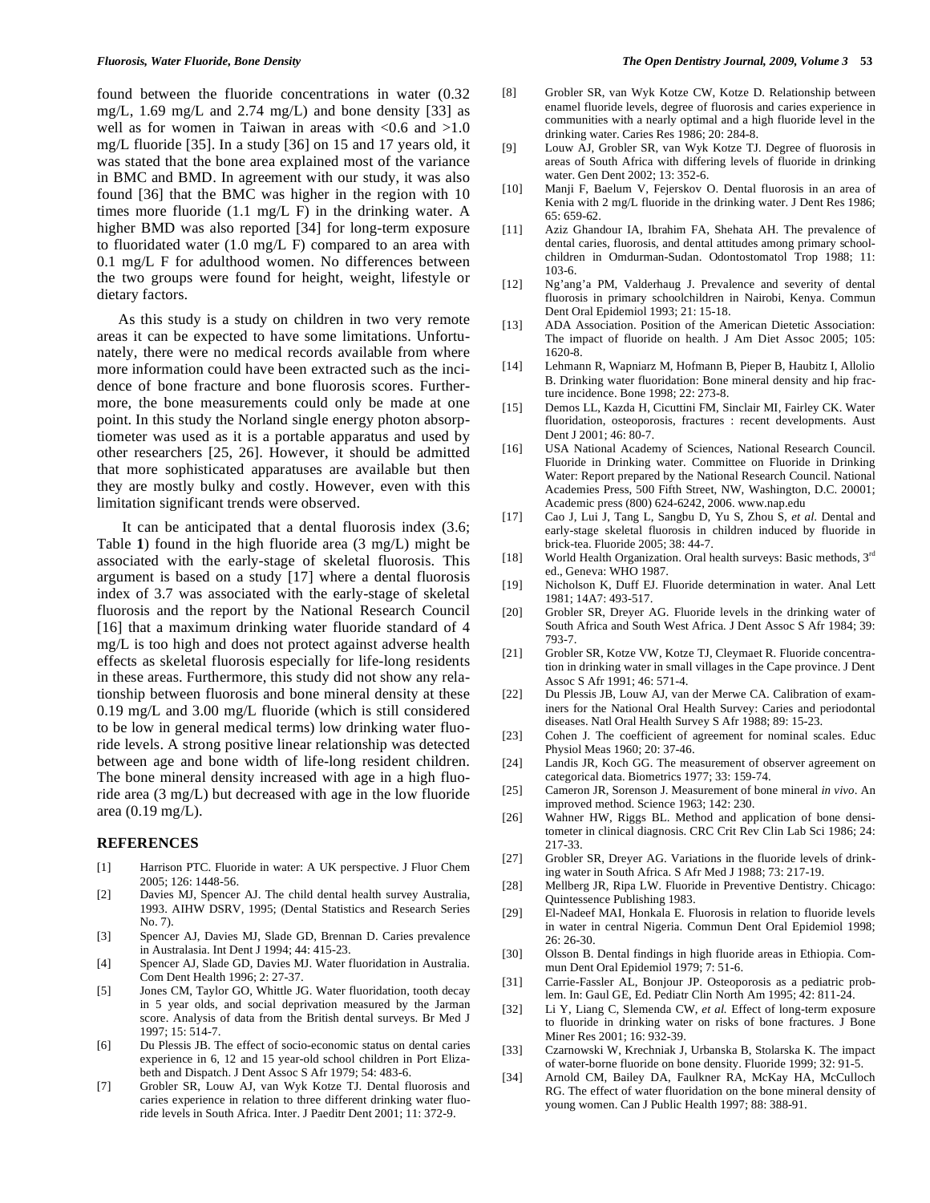found between the fluoride concentrations in water (0.32 mg/L, 1.69 mg/L and 2.74 mg/L) and bone density [33] as well as for women in Taiwan in areas with <0.6 and >1.0 mg/L fluoride [35]. In a study [36] on 15 and 17 years old, it was stated that the bone area explained most of the variance in BMC and BMD. In agreement with our study, it was also found [36] that the BMC was higher in the region with 10 times more fluoride (1.1 mg/L F) in the drinking water. A higher BMD was also reported [34] for long-term exposure to fluoridated water (1.0 mg/L F) compared to an area with 0.1 mg/L F for adulthood women. No differences between the two groups were found for height, weight, lifestyle or dietary factors.

As this study is a study on children in two very remote areas it can be expected to have some limitations. Unfortunately, there were no medical records available from where more information could have been extracted such as the incidence of bone fracture and bone fluorosis scores. Furthermore, the bone measurements could only be made at one point. In this study the Norland single energy photon absorptiometer was used as it is a portable apparatus and used by other researchers [25, 26]. However, it should be admitted that more sophisticated apparatuses are available but then they are mostly bulky and costly. However, even with this limitation significant trends were observed.

It can be anticipated that a dental fluorosis index (3.6; Table **1**) found in the high fluoride area (3 mg/L) might be associated with the early-stage of skeletal fluorosis. This argument is based on a study [17] where a dental fluorosis index of 3.7 was associated with the early-stage of skeletal fluorosis and the report by the National Research Council [16] that a maximum drinking water fluoride standard of 4 mg/L is too high and does not protect against adverse health effects as skeletal fluorosis especially for life-long residents in these areas. Furthermore, this study did not show any relationship between fluorosis and bone mineral density at these 0.19 mg/L and 3.00 mg/L fluoride (which is still considered to be low in general medical terms) low drinking water fluoride levels. A strong positive linear relationship was detected between age and bone width of life-long resident children. The bone mineral density increased with age in a high fluoride area (3 mg/L) but decreased with age in the low fluoride area (0.19 mg/L).

## REFERENCES

[1] Harrison PTC. Fluoride in water: A UK perspective. J Fluor Chem 2005; 126: 1448-56.

[2] Davies MJ, Spencer AJ. The child dental health survey Australia, 1993. AIHW DSRV, 1995; (Dental Statistics and Research Series No. 7).

[3] Spencer AJ, Davies MJ, Slade GD, Brennan D. Caries prevalence in Australasia. Int Dent J 1994; 44: 415-23.

[4] Spencer AJ, Slade GD, Davies MJ. Water fluoridation in Australia. Com Dent Health 1996; 2: 27-37.

[5] Jones CM, Taylor GO, Whittle JG. Water fluoridation, tooth decay in 5 year olds, and social deprivation measured by the Jarman score. Analysis of data from the British dental surveys. Br Med J 1997; 15: 514-7.

[6] Du Plessis JB. The effect of socio-economic status on dental caries experience in 6, 12 and 15 year-old school children in Port Elizabeth and Dispatch. J Dent Assoc S Afr 1979; 54: 483-6.

[7] Grobler SR, Louw AJ, van Wyk Kotze TJ. Dental fluorosis and caries experience in relation to three different drinking water fluoride levels in South Africa. Inter. J Paeditr Dent 2001; 11: 372-9.

[8] Grobler SR, van Wyk Kotze CW, Kotze D. Relationship between enamel fluoride levels, degree of fluorosis and caries experience in communities with a nearly optimal and a high fluoride level in the drinking water. Caries Res 1986; 20: 284-8.

[9] Louw AJ, Grobler SR, van Wyk Kotze TJ. Degree of fluorosis in areas of South Africa with differing levels of fluoride in drinking water. Gen Dent 2002; 13: 352-6.

[10] Manji F, Baelum V, Fejerskov O. Dental fluorosis in an area of Kenia with 2 mg/L fluoride in the drinking water. J Dent Res 1986; 65: 659-62.

[11] Aziz Ghandour IA, Ibrahim FA, Shehata AH. The prevalence of dental caries, fluorosis, and dental attitudes among primary schoolchildren in Omdurman-Sudan. Odontostomatol Trop 1988; 11: 103-6.

[12] Ng'ang'a PM, Valderhaug J. Prevalence and severity of dental fluorosis in primary schoolchildren in Nairobi, Kenya. Commun Dent Oral Epidemiol 1993; 21: 15-18.

[13] ADA Association. Position of the American Dietetic Association: The impact of fluoride on health. J Am Diet Assoc 2005; 105: 1620-8.

[14] Lehmann R, Wapniarz M, Hofmann B, Pieper B, Haubitz I, Allolio B. Drinking water fluoridation: Bone mineral density and hip fracture incidence. Bone 1998; 22: 273-8.

[15] Demos LL, Kazda H, Cicuttini FM, Sinclair MI, Fairley CK. Water fluoridation, osteoporosis, fractures : recent developments. Aust Dent J 2001; 46: 80-7.

[16] USA National Academy of Sciences, National Research Council. Fluoride in Drinking water. Committee on Fluoride in Drinking Water: Report prepared by the National Research Council. National Academies Press, 500 Fifth Street, NW, Washington, D.C. 20001; Academic press (800) 624-6242, 2006. www.nap.edu

[17] Cao J, Lui J, Tang L, Sangbu D, Yu S, Zhou S, *et al*. Dental and early-stage skeletal fluorosis in children induced by fluoride in brick-tea. Fluoride 2005; 38: 44-7.

[18] World Health Organization. Oral health surveys: Basic methods, 3rd ed., Geneva: WHO 1987.

[19] Nicholson K, Duff EJ. Fluoride determination in water. Anal Lett 1981; 14A7: 493-517.

[20] Grobler SR, Dreyer AG. Fluoride levels in the drinking water of South Africa and South West Africa. J Dent Assoc S Afr 1984; 39: 793-7.

[21] Grobler SR, Kotze VW, Kotze TJ, Cleymaet R. Fluoride concentration in drinking water in small villages in the Cape province. J Dent Assoc S Afr 1991; 46: 571-4.

[22] Du Plessis JB, Louw AJ, van der Merwe CA. Calibration of examiners for the National Oral Health Survey: Caries and periodontal diseases. Natl Oral Health Survey S Afr 1988; 89: 15-23.

[23] Cohen J. The coefficient of agreement for nominal scales. Educ Physiol Meas 1960; 20: 37-46.

[24] Landis JR, Koch GG. The measurement of observer agreement on categorical data. Biometrics 1977; 33: 159-74.

[25] Cameron JR, Sorenson J. Measurement of bone mineral *in vivo*. An improved method. Science 1963; 142: 230.

[26] Wahner HW, Riggs BL. Method and application of bone densitometer in clinical diagnosis. CRC Crit Rev Clin Lab Sci 1986; 24: 217-33.

[27] Grobler SR, Dreyer AG. Variations in the fluoride levels of drinking water in South Africa. S Afr Med J 1988; 73: 217-19.

[28] Mellberg JR, Ripa LW. Fluoride in Preventive Dentistry. Chicago: Quintessence Publishing 1983.

[29] El-Nadeef MAI, Honkala E. Fluorosis in relation to fluoride levels in water in central Nigeria. Commun Dent Oral Epidemiol 1998; 26: 26-30.

[30] Olsson B. Dental findings in high fluoride areas in Ethiopia. Commun Dent Oral Epidemiol 1979; 7: 51-6.

[31] Carrie-Fassler AL, Bonjour JP. Osteoporosis as a pediatric problem. In: Gaul GE, Ed. Pediatr Clin North Am 1995; 42: 811-24.

[32] Li Y, Liang C, Slemenda CW, *et al.* Effect of long-term exposure to fluoride in drinking water on risks of bone fractures. J Bone Miner Res 2001; 16: 932-39.

[33] Czarnowski W, Krechniak J, Urbanska B, Stolarska K. The impact of water-borne fluoride on bone density. Fluoride 1999; 32: 91-5.

[34] Arnold CM, Bailey DA, Faulkner RA, McKay HA, McCulloch RG. The effect of water fluoridation on the bone mineral density of young women. Can J Public Health 1997; 88: 388-91.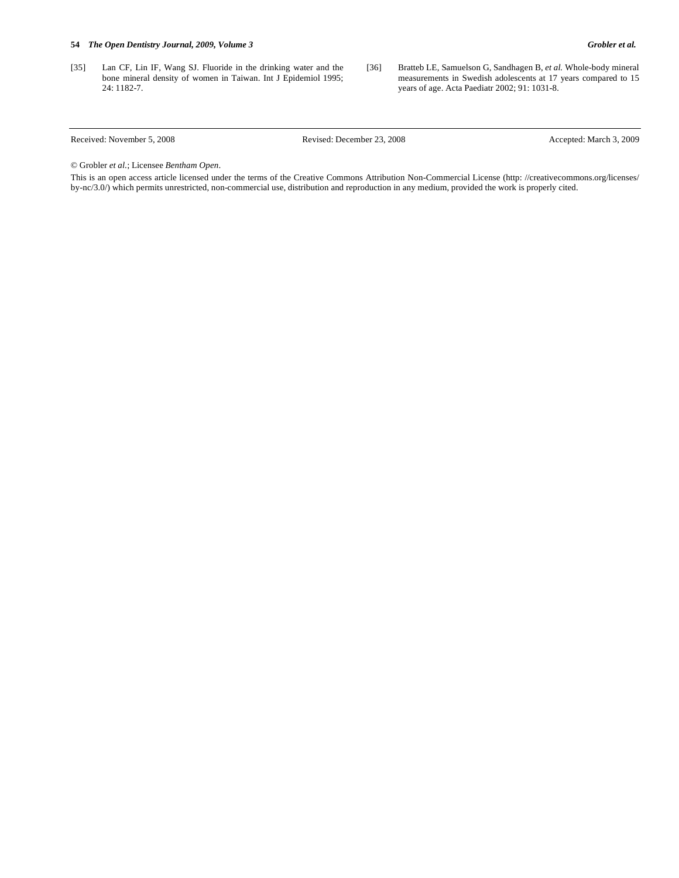[35] Lan CF, Lin IF, Wang SJ. Fluoride in the drinking water and the bone mineral density of women in Taiwan. Int J Epidemiol 1995; 24: 1182-7.

[36] Bratteb LE, Samuelson G, Sandhagen B, *et al.* Whole-body mineral measurements in Swedish adolescents at 17 years compared to 15 years of age. Acta Paediatr 2002; 91: 1031-8.

---

Received: November 5, 2008 Revised: December 23, 2008 Accepted: March 3, 2009

© Grobler *et al.*; Licensee *Bentham Open*.

This is an open access article licensed under the terms of the Creative Commons Attribution Non-Commercial License (http: //creativecommons.org/licenses/by-nc/3.0/) which permits unrestricted, non-commercial use, distribution and reproduction in any medium, provided the work is properly cited.